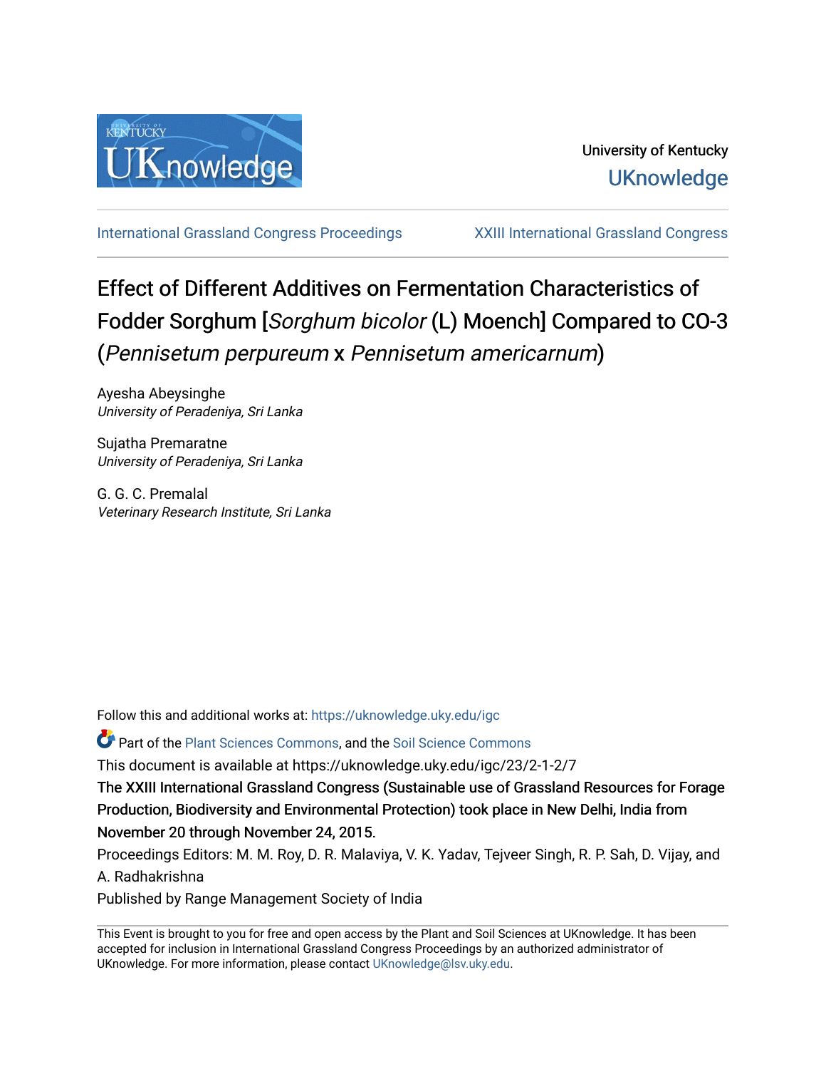University of Kentucky

UKnowledge

International Grassland Congress Proceedings | XXIII International Grassland Congress

# Effect of Different Additives on Fermentation Characteristics of Fodder Sorghum [*Sorghum bicolor* (L) Moench] Compared to CO-3 (*Pennisetum perpureum* x *Pennisetum americarnum*)

Ayesha Abeysinghe
*University of Peradeniya, Sri Lanka*

Sujatha Premaratne
*University of Peradeniya, Sri Lanka*

G. G. C. Premalal
*Veterinary Research Institute, Sri Lanka*

Follow this and additional works at: https://uknowledge.uky.edu/igc

Part of the Plant Sciences Commons, and the Soil Science Commons

This document is available at https://uknowledge.uky.edu/igc/23/2-1-2/7

The XXIII International Grassland Congress (Sustainable use of Grassland Resources for Forage Production, Biodiversity and Environmental Protection) took place in New Delhi, India from November 20 through November 24, 2015.

Proceedings Editors: M. M. Roy, D. R. Malaviya, V. K. Yadav, Tejveer Singh, R. P. Sah, D. Vijay, and A. Radhakrishna

Published by Range Management Society of India

This Event is brought to you for free and open access by the Plant and Soil Sciences at UKnowledge. It has been accepted for inclusion in International Grassland Congress Proceedings by an authorized administrator of UKnowledge. For more information, please contact UKnowledge@lsv.uky.edu.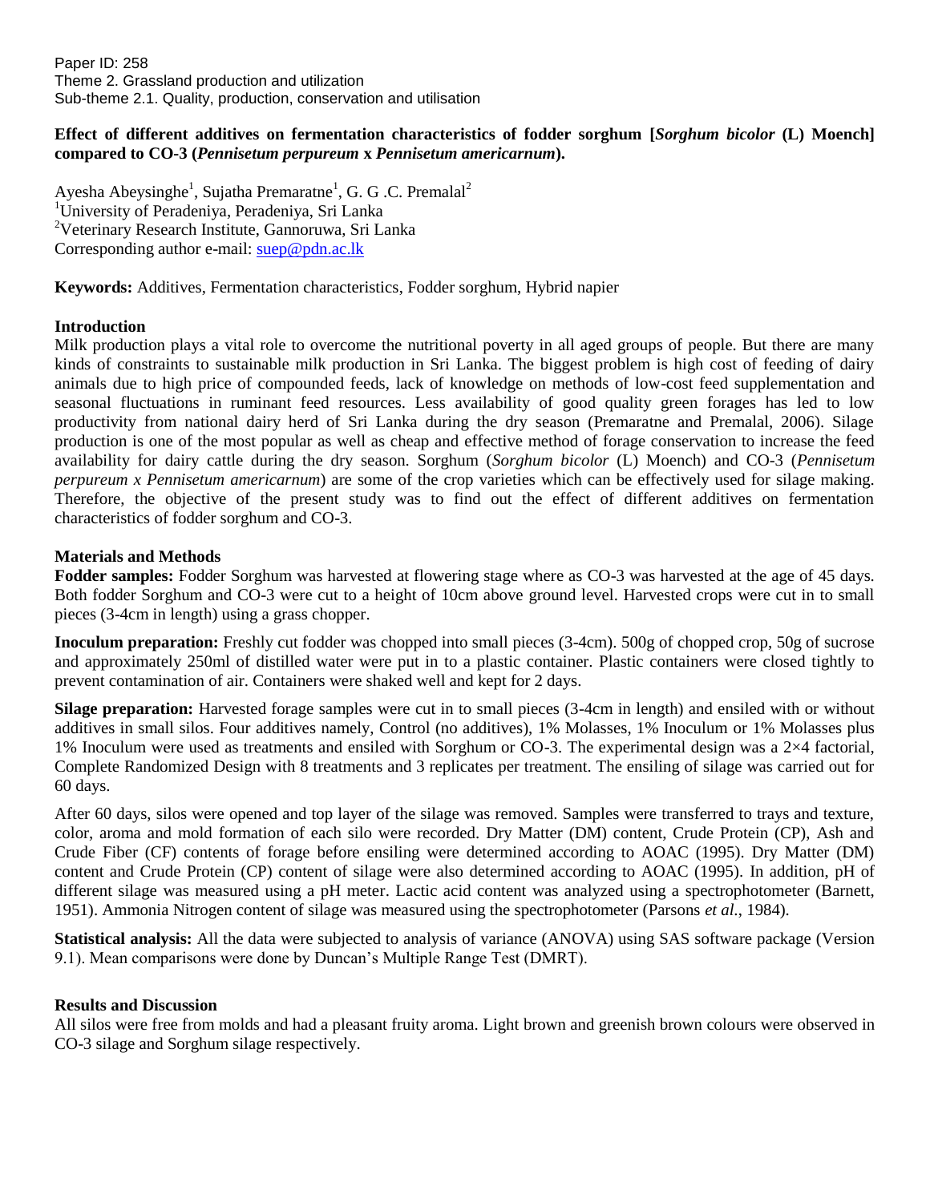Paper ID: 258
Theme 2. Grassland production and utilization
Sub-theme 2.1. Quality, production, conservation and utilisation

**Effect of different additives on fermentation characteristics of fodder sorghum [*Sorghum bicolor* (L) Moench] compared to CO-3 (*Pennisetum perpureum* x *Pennisetum americarnum*).**

Ayesha Abeysinghe[1], Sujatha Premaratne[1], G. G .C. Premalal[2]
[1]University of Peradeniya, Peradeniya, Sri Lanka
[2]Veterinary Research Institute, Gannoruwa, Sri Lanka
Corresponding author e-mail: suep@pdn.ac.lk

**Keywords:** Additives, Fermentation characteristics, Fodder sorghum, Hybrid napier

## Introduction

Milk production plays a vital role to overcome the nutritional poverty in all aged groups of people. But there are many kinds of constraints to sustainable milk production in Sri Lanka. The biggest problem is high cost of feeding of dairy animals due to high price of compounded feeds, lack of knowledge on methods of low-cost feed supplementation and seasonal fluctuations in ruminant feed resources. Less availability of good quality green forages has led to low productivity from national dairy herd of Sri Lanka during the dry season (Premaratne and Premalal, 2006). Silage production is one of the most popular as well as cheap and effective method of forage conservation to increase the feed availability for dairy cattle during the dry season. Sorghum (*Sorghum bicolor* (L) Moench) and CO-3 (*Pennisetum perpureum x Pennisetum americarnum*) are some of the crop varieties which can be effectively used for silage making. Therefore, the objective of the present study was to find out the effect of different additives on fermentation characteristics of fodder sorghum and CO-3.

## Materials and Methods

**Fodder samples:** Fodder Sorghum was harvested at flowering stage where as CO-3 was harvested at the age of 45 days. Both fodder Sorghum and CO-3 were cut to a height of 10cm above ground level. Harvested crops were cut in to small pieces (3-4cm in length) using a grass chopper.

**Inoculum preparation:** Freshly cut fodder was chopped into small pieces (3-4cm). 500g of chopped crop, 50g of sucrose and approximately 250ml of distilled water were put in to a plastic container. Plastic containers were closed tightly to prevent contamination of air. Containers were shaked well and kept for 2 days.

**Silage preparation:** Harvested forage samples were cut in to small pieces (3-4cm in length) and ensiled with or without additives in small silos. Four additives namely, Control (no additives), 1% Molasses, 1% Inoculum or 1% Molasses plus 1% Inoculum were used as treatments and ensiled with Sorghum or CO-3. The experimental design was a 2×4 factorial, Complete Randomized Design with 8 treatments and 3 replicates per treatment. The ensiling of silage was carried out for 60 days.

After 60 days, silos were opened and top layer of the silage was removed. Samples were transferred to trays and texture, color, aroma and mold formation of each silo were recorded. Dry Matter (DM) content, Crude Protein (CP), Ash and Crude Fiber (CF) contents of forage before ensiling were determined according to AOAC (1995). Dry Matter (DM) content and Crude Protein (CP) content of silage were also determined according to AOAC (1995). In addition, pH of different silage was measured using a pH meter. Lactic acid content was analyzed using a spectrophotometer (Barnett, 1951). Ammonia Nitrogen content of silage was measured using the spectrophotometer (Parsons *et al.*, 1984).

**Statistical analysis:** All the data were subjected to analysis of variance (ANOVA) using SAS software package (Version 9.1). Mean comparisons were done by Duncan's Multiple Range Test (DMRT).

## Results and Discussion

All silos were free from molds and had a pleasant fruity aroma. Light brown and greenish brown colours were observed in CO-3 silage and Sorghum silage respectively.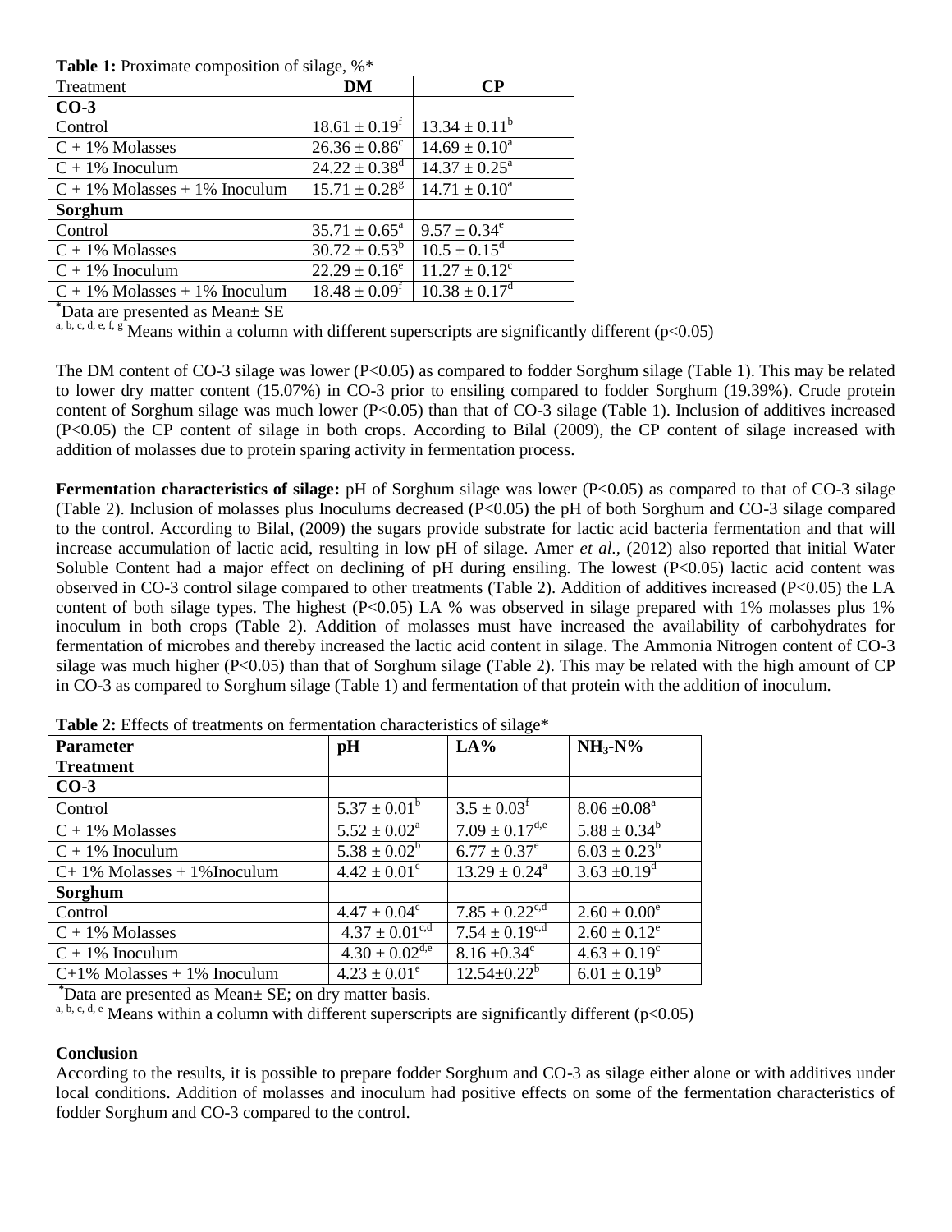**Table 1:** Proximate composition of silage, %*

| Treatment | DM | CP |
|---|---|---|
| **CO-3** | | |
| Control | $18.61 \pm 0.19^{f}$ | $13.34 \pm 0.11^{b}$ |
| C + 1% Molasses | $26.36 \pm 0.86^{c}$ | $14.69 \pm 0.10^{a}$ |
| C + 1% Inoculum | $24.22 \pm 0.38^{d}$ | $14.37 \pm 0.25^{a}$ |
| C + 1% Molasses + 1% Inoculum | $15.71 \pm 0.28^{g}$ | $14.71 \pm 0.10^{a}$ |
| **Sorghum** | | |
| Control | $35.71 \pm 0.65^{a}$ | $9.57 \pm 0.34^{e}$ |
| C + 1% Molasses | $30.72 \pm 0.53^{b}$ | $10.5 \pm 0.15^{d}$ |
| C + 1% Inoculum | $22.29 \pm 0.16^{e}$ | $11.27 \pm 0.12^{c}$ |
| C + 1% Molasses + 1% Inoculum | $18.48 \pm 0.09^{f}$ | $10.38 \pm 0.17^{d}$ |

*Data are presented as Mean± SE

[a, b, c, d, e, f, g] Means within a column with different superscripts are significantly different ($p<0.05$)

The DM content of CO-3 silage was lower ($P<0.05$) as compared to fodder Sorghum silage (Table 1). This may be related to lower dry matter content (15.07%) in CO-3 prior to ensiling compared to fodder Sorghum (19.39%). Crude protein content of Sorghum silage was much lower ($P<0.05$) than that of CO-3 silage (Table 1). Inclusion of additives increased ($P<0.05$) the CP content of silage in both crops. According to Bilal (2009), the CP content of silage increased with addition of molasses due to protein sparing activity in fermentation process.

**Fermentation characteristics of silage:** pH of Sorghum silage was lower ($P<0.05$) as compared to that of CO-3 silage (Table 2). Inclusion of molasses plus Inoculums decreased ($P<0.05$) the pH of both Sorghum and CO-3 silage compared to the control. According to Bilal, (2009) the sugars provide substrate for lactic acid bacteria fermentation and that will increase accumulation of lactic acid, resulting in low pH of silage. Amer *et al.*, (2012) also reported that initial Water Soluble Content had a major effect on declining of pH during ensiling. The lowest ($P<0.05$) lactic acid content was observed in CO-3 control silage compared to other treatments (Table 2). Addition of additives increased ($P<0.05$) the LA content of both silage types. The highest ($P<0.05$) LA % was observed in silage prepared with 1% molasses plus 1% inoculum in both crops (Table 2). Addition of molasses must have increased the availability of carbohydrates for fermentation of microbes and thereby increased the lactic acid content in silage. The Ammonia Nitrogen content of CO-3 silage was much higher ($P<0.05$) than that of Sorghum silage (Table 2). This may be related with the high amount of CP in CO-3 as compared to Sorghum silage (Table 1) and fermentation of that protein with the addition of inoculum.

**Table 2:** Effects of treatments on fermentation characteristics of silage*

| Parameter | pH | LA% | $NH_3$-N% |
|---|---|---|---|
| **Treatment** | | | |
| **CO-3** | | | |
| Control | $5.37 \pm 0.01^{b}$ | $3.5 \pm 0.03^{f}$ | $8.06 \pm 0.08^{a}$ |
| C + 1% Molasses | $5.52 \pm 0.02^{a}$ | $7.09 \pm 0.17^{d,e}$ | $5.88 \pm 0.34^{b}$ |
| C + 1% Inoculum | $5.38 \pm 0.02^{b}$ | $6.77 \pm 0.37^{e}$ | $6.03 \pm 0.23^{b}$ |
| C+ 1% Molasses + 1%Inoculum | $4.42 \pm 0.01^{c}$ | $13.29 \pm 0.24^{a}$ | $3.63 \pm 0.19^{d}$ |
| **Sorghum** | | | |
| Control | $4.47 \pm 0.04^{c}$ | $7.85 \pm 0.22^{c,d}$ | $2.60 \pm 0.00^{e}$ |
| C + 1% Molasses | $4.37 \pm 0.01^{c,d}$ | $7.54 \pm 0.19^{c,d}$ | $2.60 \pm 0.12^{e}$ |
| C + 1% Inoculum | $4.30 \pm 0.02^{d,e}$ | $8.16 \pm 0.34^{c}$ | $4.63 \pm 0.19^{c}$ |
| C+1% Molasses + 1% Inoculum | $4.23 \pm 0.01^{e}$ | $12.54 \pm 0.22^{b}$ | $6.01 \pm 0.19^{b}$ |

*Data are presented as Mean± SE; on dry matter basis.

[a, b, c, d, e] Means within a column with different superscripts are significantly different ($p<0.05$)

**Conclusion**

According to the results, it is possible to prepare fodder Sorghum and CO-3 as silage either alone or with additives under local conditions. Addition of molasses and inoculum had positive effects on some of the fermentation characteristics of fodder Sorghum and CO-3 compared to the control.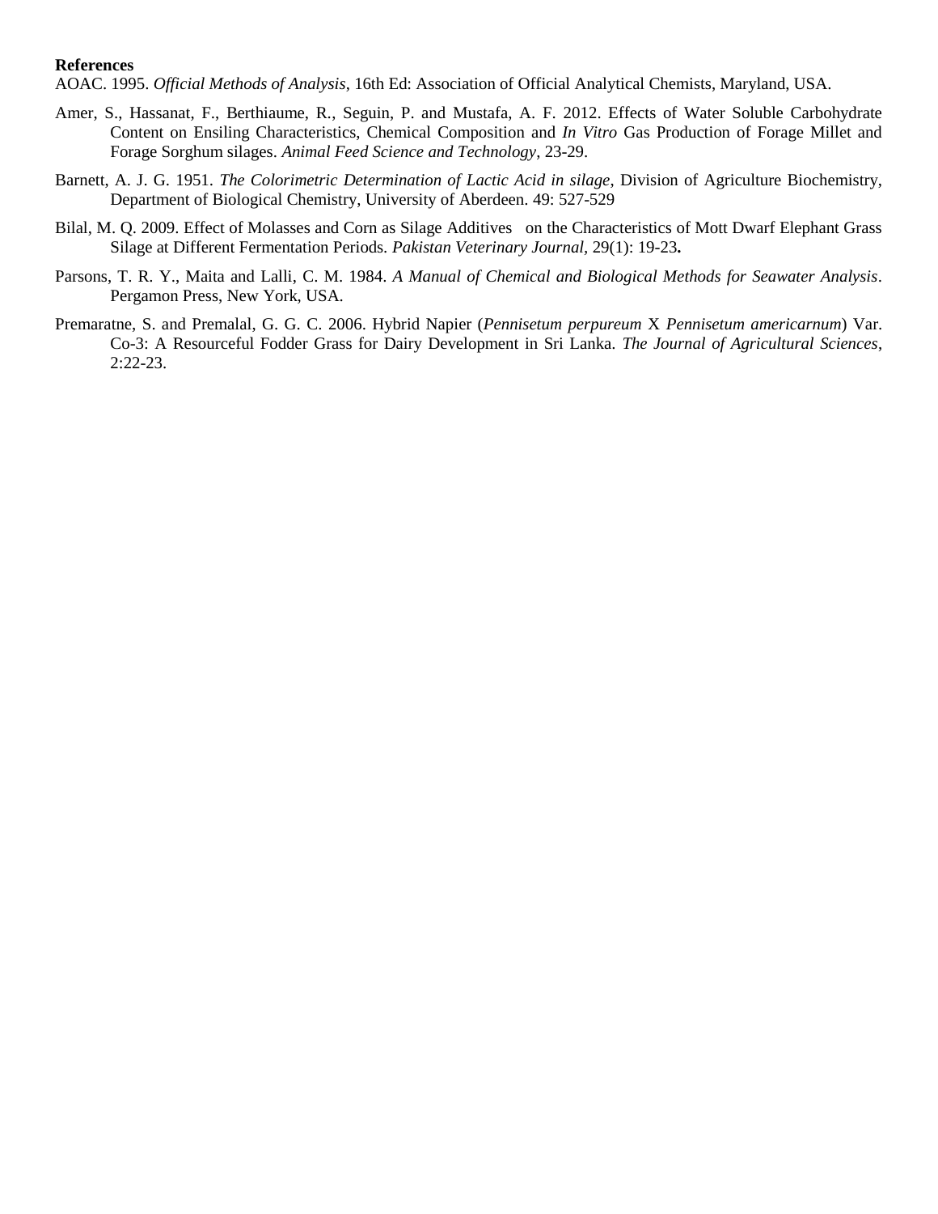**References**

AOAC. 1995. *Official Methods of Analysis*, 16th Ed: Association of Official Analytical Chemists, Maryland, USA.

Amer, S., Hassanat, F., Berthiaume, R., Seguin, P. and Mustafa, A. F. 2012. Effects of Water Soluble Carbohydrate Content on Ensiling Characteristics, Chemical Composition and *In Vitro* Gas Production of Forage Millet and Forage Sorghum silages. *Animal Feed Science and Technology*, 23-29.

Barnett, A. J. G. 1951. *The Colorimetric Determination of Lactic Acid in silage*, Division of Agriculture Biochemistry, Department of Biological Chemistry, University of Aberdeen. 49: 527-529

Bilal, M. Q. 2009. Effect of Molasses and Corn as Silage Additives on the Characteristics of Mott Dwarf Elephant Grass Silage at Different Fermentation Periods. *Pakistan Veterinary Journal*, 29(1): 19-23**.**

Parsons, T. R. Y., Maita and Lalli, C. M. 1984. *A Manual of Chemical and Biological Methods for Seawater Analysis*. Pergamon Press, New York, USA.

Premaratne, S. and Premalal, G. G. C. 2006. Hybrid Napier (*Pennisetum perpureum* X *Pennisetum americarnum*) Var. Co-3: A Resourceful Fodder Grass for Dairy Development in Sri Lanka. *The Journal of Agricultural Sciences*, 2:22-23.